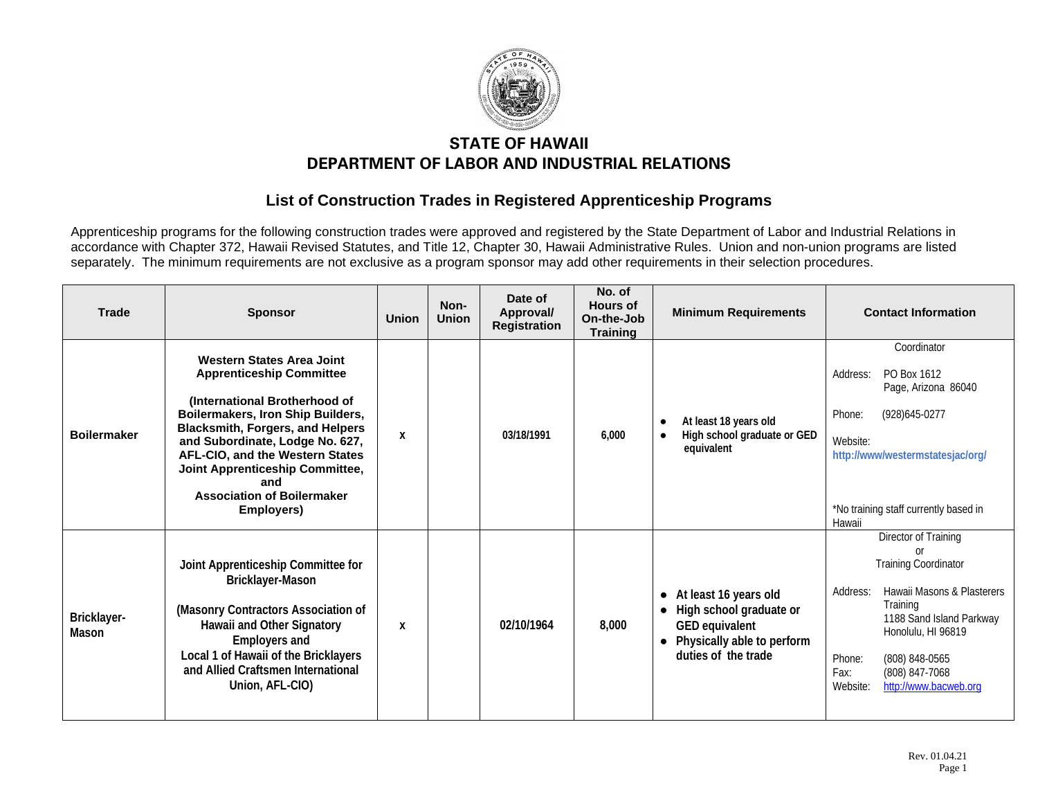# STATE OF HAWAII
# DEPARTMENT OF LABOR AND INDUSTRIAL RELATIONS

## List of Construction Trades in Registered Apprenticeship Programs

Apprenticeship programs for the following construction trades were approved and registered by the State Department of Labor and Industrial Relations in accordance with Chapter 372, Hawaii Revised Statutes, and Title 12, Chapter 30, Hawaii Administrative Rules. Union and non-union programs are listed separately. The minimum requirements are not exclusive as a program sponsor may add other requirements in their selection procedures.

| Trade | Sponsor | Union | Non-Union | Date of Approval/ Registration | No. of Hours of On-the-Job Training | Minimum Requirements | Contact Information |
|---|---|---|---|---|---|---|---|
| **Boilermaker** | **Western States Area Joint Apprenticeship Committee**<br><br>**(International Brotherhood of Boilermakers, Iron Ship Builders, Blacksmith, Forgers, and Helpers and Subordinate, Lodge No. 627, AFL-CIO, and the Western States Joint Apprenticeship Committee, and Association of Boilermaker Employers)** | X | | 03/18/1991 | 6,000 | • At least 18 years old<br>• High school graduate or GED equivalent | Coordinator<br><br>Address: PO Box 1612 Page, Arizona 86040<br><br>Phone: (928)645-0277<br><br>Website: http://www/westermstatesjac/org/<br><br>*No training staff currently based in Hawaii |
| **Bricklayer-Mason** | **Joint Apprenticeship Committee for Bricklayer-Mason**<br><br>**(Masonry Contractors Association of Hawaii and Other Signatory Employers and Local 1 of Hawaii of the Bricklayers and Allied Craftsmen International Union, AFL-CIO)** | X | | 02/10/1964 | 8,000 | • At least 16 years old<br>• High school graduate or GED equivalent<br>• Physically able to perform duties of the trade | Director of Training or Training Coordinator<br><br>Address: Hawaii Masons & Plasterers Training 1188 Sand Island Parkway Honolulu, HI 96819<br><br>Phone: (808) 848-0565<br>Fax: (808) 847-7068<br>Website: http://www.bacweb.org |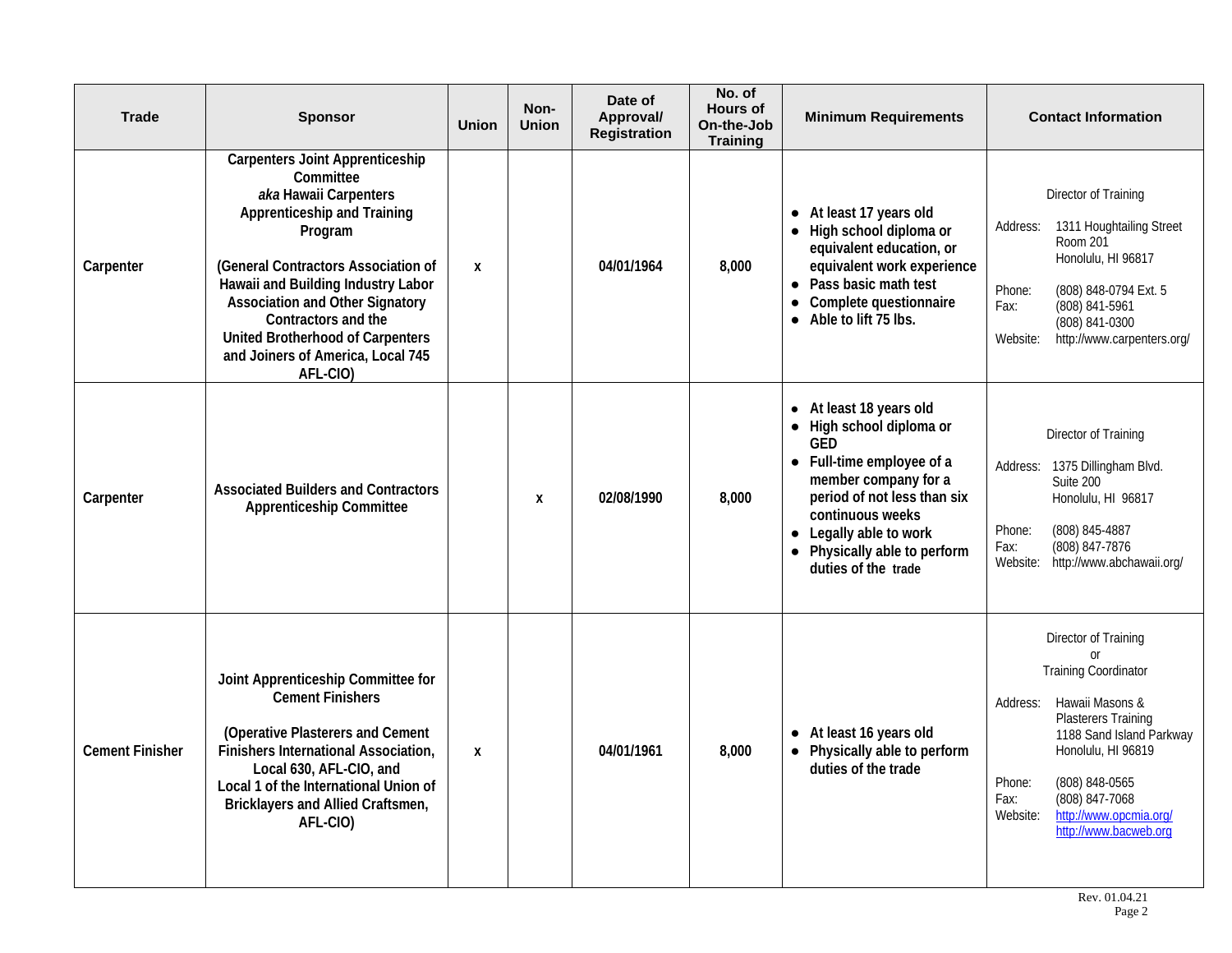| Trade | Sponsor | Union | Non-Union | Date of Approval/ Registration | No. of Hours of On-the-Job Training | Minimum Requirements | Contact Information |
|---|---|---|---|---|---|---|---|
| Carpenter | **Carpenters Joint Apprenticeship Committee** *aka* **Hawaii Carpenters Apprenticeship and Training Program** <br><br> **(General Contractors Association of Hawaii and Building Industry Labor Association and Other Signatory Contractors and the United Brotherhood of Carpenters and Joiners of America, Local 745 AFL-CIO)** | x | | 04/01/1964 | 8,000 | • At least 17 years old <br> • High school diploma or equivalent education, or equivalent work experience <br> • Pass basic math test <br> • Complete questionnaire <br> • Able to lift 75 lbs. | Director of Training <br><br> Address: 1311 Houghtailing Street Room 201 Honolulu, HI 96817 <br><br> Phone: (808) 848-0794 Ext. 5 <br> Fax: (808) 841-5961 (808) 841-0300 <br> Website: http://www.carpenters.org/ |
| Carpenter | **Associated Builders and Contractors Apprenticeship Committee** | | x | 02/08/1990 | 8,000 | • At least 18 years old <br> • High school diploma or GED <br> • Full-time employee of a member company for a period of not less than six continuous weeks <br> • Legally able to work <br> • Physically able to perform duties of the trade | Director of Training <br><br> Address: 1375 Dillingham Blvd. Suite 200 Honolulu, HI 96817 <br><br> Phone: (808) 845-4887 <br> Fax: (808) 847-7876 <br> Website: http://www.abchawaii.org/ |
| Cement Finisher | **Joint Apprenticeship Committee for Cement Finishers** <br><br> **(Operative Plasterers and Cement Finishers International Association, Local 630, AFL-CIO, and Local 1 of the International Union of Bricklayers and Allied Craftsmen, AFL-CIO)** | x | | 04/01/1961 | 8,000 | • At least 16 years old <br> • Physically able to perform duties of the trade | Director of Training or Training Coordinator <br><br> Address: Hawaii Masons & Plasterers Training 1188 Sand Island Parkway Honolulu, HI 96819 <br><br> Phone: (808) 848-0565 <br> Fax: (808) 847-7068 <br> Website: http://www.opcmia.org/ http://www.bacweb.org |

Rev. 01.04.21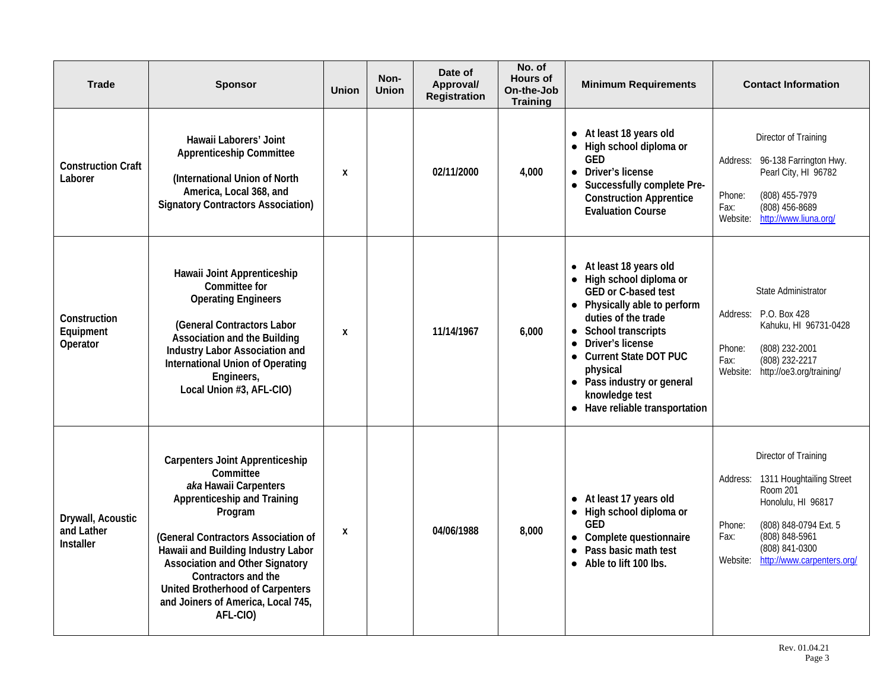| Trade | Sponsor | Union | Non-Union | Date of Approval/ Registration | No. of Hours of On-the-Job Training | Minimum Requirements | Contact Information |
|---|---|---|---|---|---|---|---|
| Construction Craft Laborer | **Hawaii Laborers' Joint Apprenticeship Committee**<br><br>**(International Union of North America, Local 368, and Signatory Contractors Association)** | x | | 02/11/2000 | 4,000 | • At least 18 years old<br>• High school diploma or GED<br>• Driver's license<br>• Successfully complete Pre-Construction Apprentice Evaluation Course | Director of Training<br><br>Address: 96-138 Farrington Hwy. Pearl City, HI 96782<br><br>Phone: (808) 455-7979<br>Fax: (808) 456-8689<br>Website: http://www.liuna.org/ |
| Construction Equipment Operator | **Hawaii Joint Apprenticeship Committee for Operating Engineers**<br><br>**(General Contractors Labor Association and the Building Industry Labor Association and International Union of Operating Engineers, Local Union #3, AFL-CIO)** | x | | 11/14/1967 | 6,000 | • At least 18 years old<br>• High school diploma or GED or C-based test<br>• Physically able to perform duties of the trade<br>• School transcripts<br>• Driver's license<br>• Current State DOT PUC physical<br>• Pass industry or general knowledge test<br>• Have reliable transportation | State Administrator<br><br>Address: P.O. Box 428 Kahuku, HI 96731-0428<br><br>Phone: (808) 232-2001<br>Fax: (808) 232-2217<br>Website: http://oe3.org/training/ |
| Drywall, Acoustic and Lather Installer | **Carpenters Joint Apprenticeship Committee** ***aka*** **Hawaii Carpenters Apprenticeship and Training Program**<br><br>**(General Contractors Association of Hawaii and Building Industry Labor Association and Other Signatory Contractors and the United Brotherhood of Carpenters and Joiners of America, Local 745, AFL-CIO)** | x | | 04/06/1988 | 8,000 | • At least 17 years old<br>• High school diploma or GED<br>• Complete questionnaire<br>• Pass basic math test<br>• Able to lift 100 lbs. | Director of Training<br><br>Address: 1311 Houghtailing Street Room 201 Honolulu, HI 96817<br><br>Phone: (808) 848-0794 Ext. 5<br>Fax: (808) 848-5961<br>(808) 841-0300<br>Website: http://www.carpenters.org/ |

Rev. 01.04.21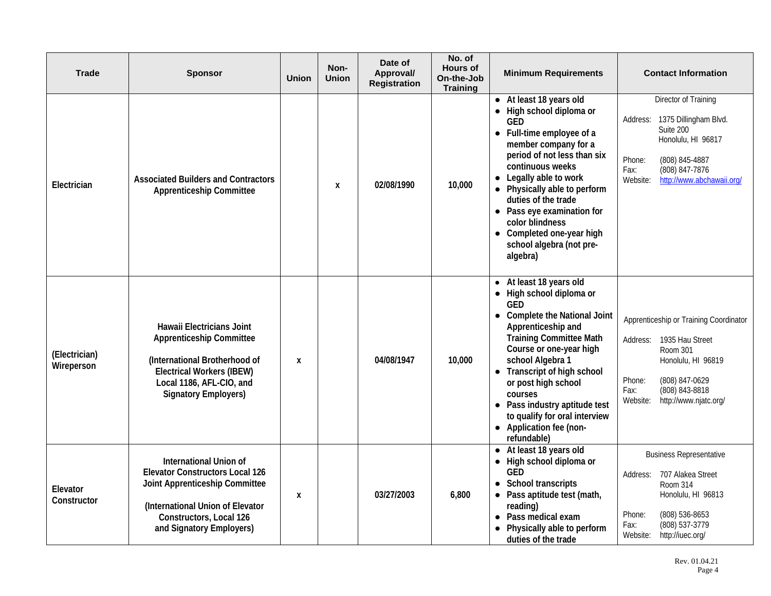| Trade | Sponsor | Union | Non-Union | Date of Approval/ Registration | No. of Hours of On-the-Job Training | Minimum Requirements | Contact Information |
|---|---|---|---|---|---|---|---|
| Electrician | Associated Builders and Contractors Apprenticeship Committee | | x | 02/08/1990 | 10,000 | • At least 18 years old<br>• High school diploma or GED<br>• Full-time employee of a member company for a period of not less than six continuous weeks<br>• Legally able to work<br>• Physically able to perform duties of the trade<br>• Pass eye examination for color blindness<br>• Completed one-year high school algebra (not pre-algebra) | Director of Training<br>Address: 1375 Dillingham Blvd. Suite 200 Honolulu, HI 96817<br>Phone: (808) 845-4887<br>Fax: (808) 847-7876<br>Website: http://www.abchawaii.org/ |
| (Electrician) Wireperson | Hawaii Electricians Joint Apprenticeship Committee<br>(International Brotherhood of Electrical Workers (IBEW) Local 1186, AFL-CIO, and Signatory Employers) | x | | 04/08/1947 | 10,000 | • At least 18 years old<br>• High school diploma or GED<br>• Complete the National Joint Apprenticeship and Training Committee Math Course or one-year high school Algebra 1<br>• Transcript of high school or post high school courses<br>• Pass industry aptitude test to qualify for oral interview<br>• Application fee (non-refundable) | Apprenticeship or Training Coordinator<br>Address: 1935 Hau Street Room 301 Honolulu, HI 96819<br>Phone: (808) 847-0629<br>Fax: (808) 843-8818<br>Website: http://www.njatc.org/ |
| Elevator Constructor | International Union of Elevator Constructors Local 126 Joint Apprenticeship Committee<br>(International Union of Elevator Constructors, Local 126 and Signatory Employers) | x | | 03/27/2003 | 6,800 | • At least 18 years old<br>• High school diploma or GED<br>• School transcripts<br>• Pass aptitude test (math, reading)<br>• Pass medical exam<br>• Physically able to perform duties of the trade | Business Representative<br>Address: 707 Alakea Street Room 314 Honolulu, HI 96813<br>Phone: (808) 536-8653<br>Fax: (808) 537-3779<br>Website: http://iuec.org/ |

Rev. 01.04.21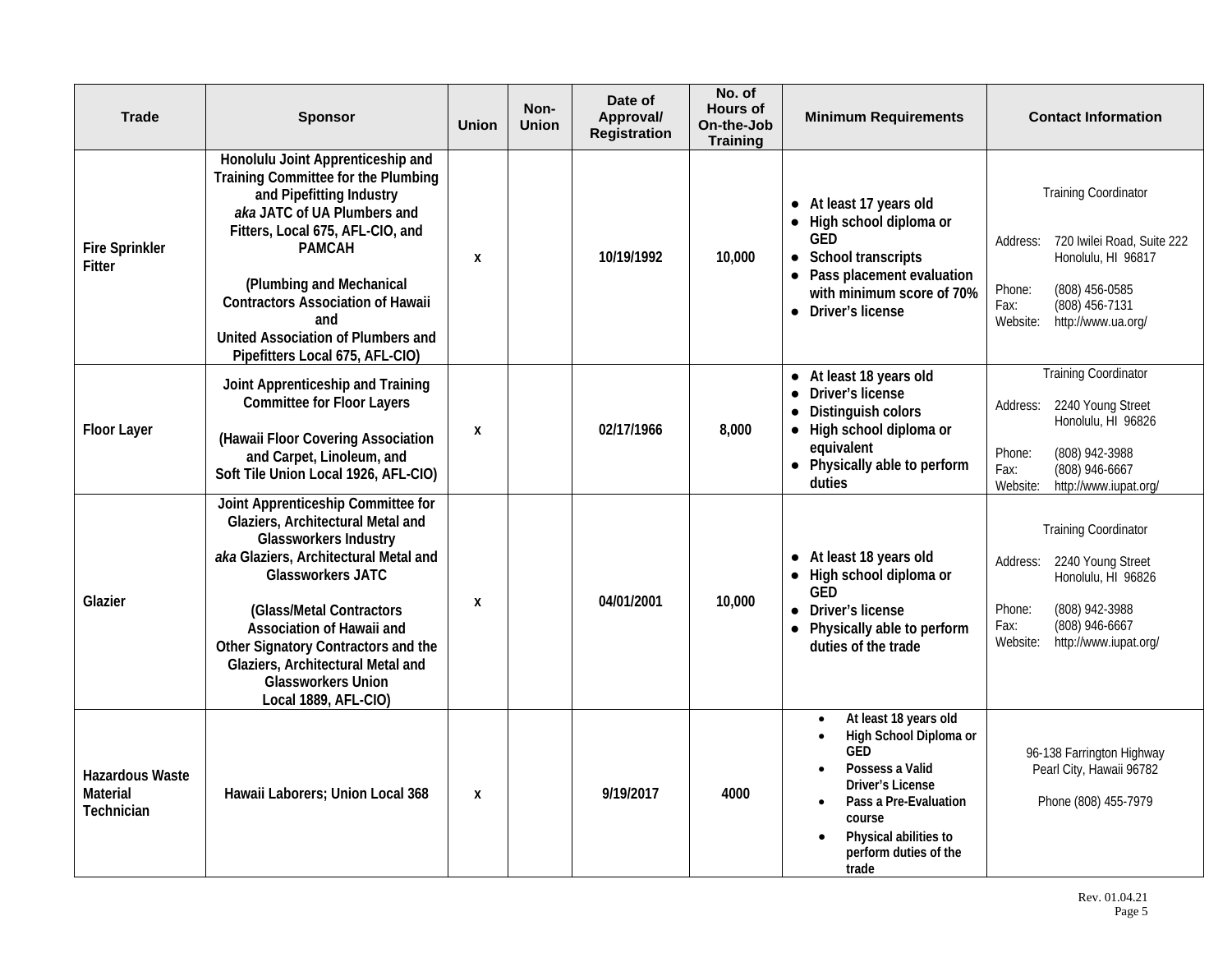| Trade | Sponsor | Union | Non-Union | Date of Approval/ Registration | No. of Hours of On-the-Job Training | Minimum Requirements | Contact Information |
|---|---|---|---|---|---|---|---|
| Fire Sprinkler Fitter | Honolulu Joint Apprenticeship and Training Committee for the Plumbing and Pipefitting Industry *aka* JATC of UA Plumbers and Fitters, Local 675, AFL-CIO, and PAMCAH<br><br>(Plumbing and Mechanical Contractors Association of Hawaii and United Association of Plumbers and Pipefitters Local 675, AFL-CIO) | x | | 10/19/1992 | 10,000 | • At least 17 years old<br>• High school diploma or GED<br>• School transcripts<br>• Pass placement evaluation with minimum score of 70%<br>• Driver's license | Training Coordinator<br><br>Address: 720 Iwilei Road, Suite 222 Honolulu, HI 96817<br><br>Phone: (808) 456-0585<br>Fax: (808) 456-7131<br>Website: http://www.ua.org/ |
| Floor Layer | Joint Apprenticeship and Training Committee for Floor Layers<br><br>(Hawaii Floor Covering Association and Carpet, Linoleum, and Soft Tile Union Local 1926, AFL-CIO) | x | | 02/17/1966 | 8,000 | • At least 18 years old<br>• Driver's license<br>• Distinguish colors<br>• High school diploma or equivalent<br>• Physically able to perform duties | Training Coordinator<br><br>Address: 2240 Young Street Honolulu, HI 96826<br><br>Phone: (808) 942-3988<br>Fax: (808) 946-6667<br>Website: http://www.iupat.org/ |
| Glazier | Joint Apprenticeship Committee for Glaziers, Architectural Metal and Glassworkers Industry *aka* Glaziers, Architectural Metal and Glassworkers JATC<br><br>(Glass/Metal Contractors Association of Hawaii and Other Signatory Contractors and the Glaziers, Architectural Metal and Glassworkers Union Local 1889, AFL-CIO) | x | | 04/01/2001 | 10,000 | • At least 18 years old<br>• High school diploma or GED<br>• Driver's license<br>• Physically able to perform duties of the trade | Training Coordinator<br><br>Address: 2240 Young Street Honolulu, HI 96826<br><br>Phone: (808) 942-3988<br>Fax: (808) 946-6667<br>Website: http://www.iupat.org/ |
| Hazardous Waste Material Technician | Hawaii Laborers; Union Local 368 | x | | 9/19/2017 | 4000 | • At least 18 years old<br>• High School Diploma or GED<br>• Possess a Valid Driver's License<br>• Pass a Pre-Evaluation course<br>• Physical abilities to perform duties of the trade | 96-138 Farrington Highway Pearl City, Hawaii 96782<br><br>Phone (808) 455-7979 |

Rev. 01.04.21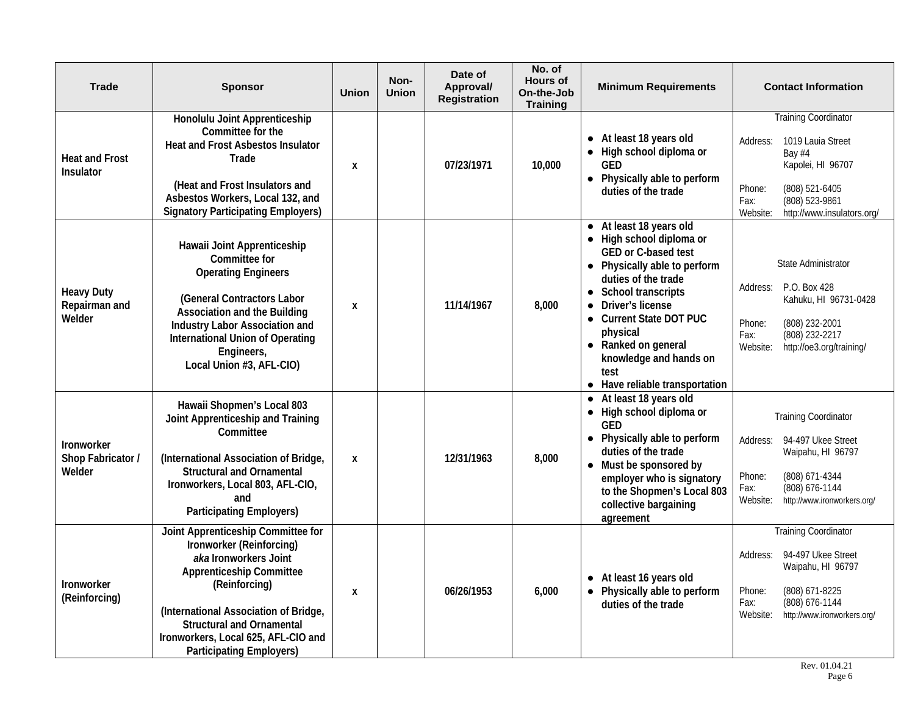| Trade | Sponsor | Union | Non-Union | Date of Approval/ Registration | No. of Hours of On-the-Job Training | Minimum Requirements | Contact Information |
|---|---|---|---|---|---|---|---|
| Heat and Frost Insulator | Honolulu Joint Apprenticeship Committee for the Heat and Frost Asbestos Insulator Trade<br><br>(Heat and Frost Insulators and Asbestos Workers, Local 132, and Signatory Participating Employers) | x | | 07/23/1971 | 10,000 | • At least 18 years old<br>• High school diploma or GED<br>• Physically able to perform duties of the trade | Training Coordinator<br><br>Address: 1019 Lauia Street Bay #4 Kapolei, HI 96707<br><br>Phone: (808) 521-6405<br>Fax: (808) 523-9861<br>Website: http://www.insulators.org/ |
| Heavy Duty Repairman and Welder | Hawaii Joint Apprenticeship Committee for Operating Engineers<br><br>(General Contractors Labor Association and the Building Industry Labor Association and International Union of Operating Engineers, Local Union #3, AFL-CIO) | x | | 11/14/1967 | 8,000 | • At least 18 years old<br>• High school diploma or GED or C-based test<br>• Physically able to perform duties of the trade<br>• School transcripts<br>• Driver's license<br>• Current State DOT PUC physical<br>• Ranked on general knowledge and hands on test<br>• Have reliable transportation | State Administrator<br><br>Address: P.O. Box 428 Kahuku, HI 96731-0428<br><br>Phone: (808) 232-2001<br>Fax: (808) 232-2217<br>Website: http://oe3.org/training/ |
| Ironworker Shop Fabricator / Welder | Hawaii Shopmen's Local 803 Joint Apprenticeship and Training Committee<br><br>(International Association of Bridge, Structural and Ornamental Ironworkers, Local 803, AFL-CIO, and Participating Employers) | x | | 12/31/1963 | 8,000 | • At least 18 years old<br>• High school diploma or GED<br>• Physically able to perform duties of the trade<br>• Must be sponsored by employer who is signatory to the Shopmen's Local 803 collective bargaining agreement | Training Coordinator<br><br>Address: 94-497 Ukee Street Waipahu, HI 96797<br><br>Phone: (808) 671-4344<br>Fax: (808) 676-1144<br>Website: http://www.ironworkers.org/ |
| Ironworker (Reinforcing) | Joint Apprenticeship Committee for Ironworker (Reinforcing) *aka* Ironworkers Joint Apprenticeship Committee (Reinforcing)<br><br>(International Association of Bridge, Structural and Ornamental Ironworkers, Local 625, AFL-CIO and Participating Employers) | x | | 06/26/1953 | 6,000 | • At least 16 years old<br>• Physically able to perform duties of the trade | Training Coordinator<br><br>Address: 94-497 Ukee Street Waipahu, HI 96797<br><br>Phone: (808) 671-8225<br>Fax: (808) 676-1144<br>Website: http://www.ironworkers.org/ |

Rev. 01.04.21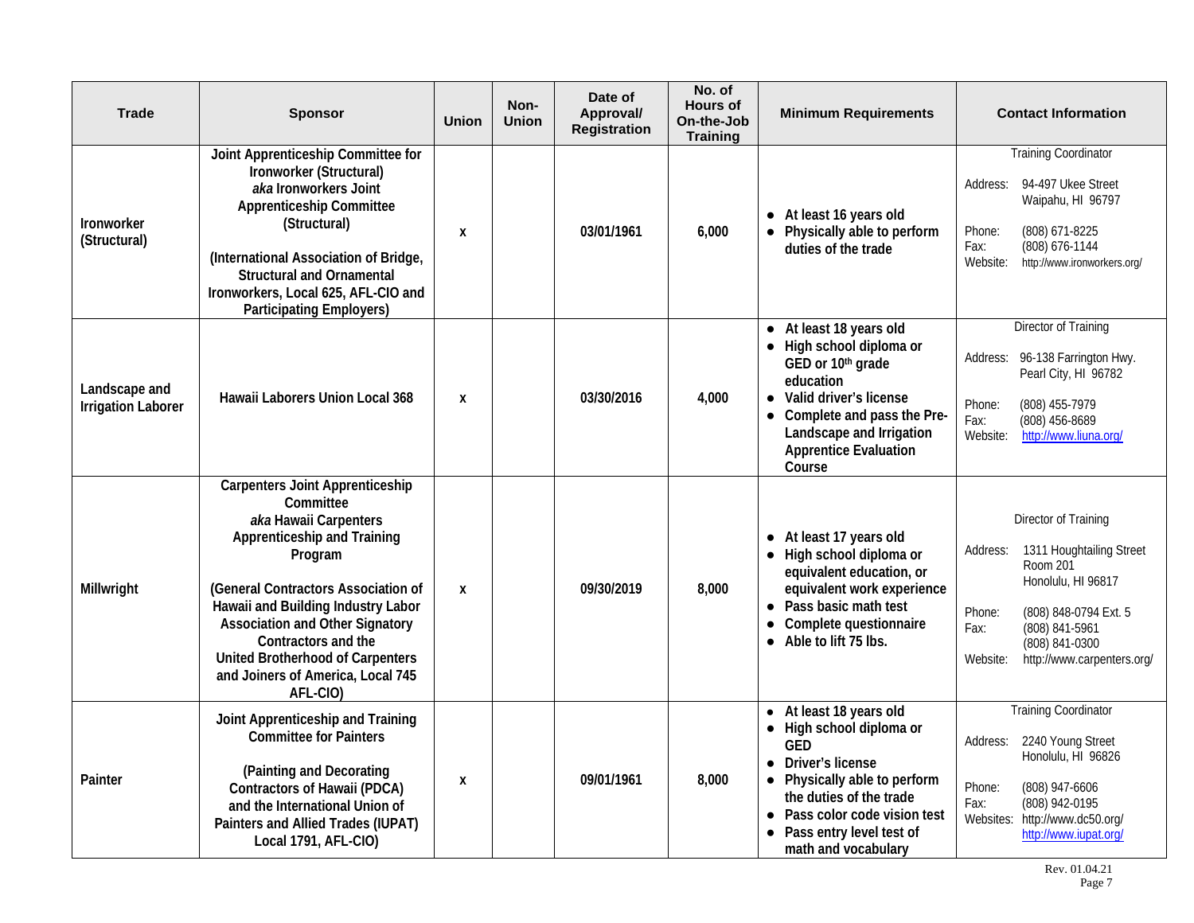| Trade | Sponsor | Union | Non-Union | Date of Approval/ Registration | No. of Hours of On-the-Job Training | Minimum Requirements | Contact Information |
|---|---|---|---|---|---|---|---|
| Ironworker (Structural) | **Joint Apprenticeship Committee for Ironworker (Structural)** *aka* **Ironworkers Joint Apprenticeship Committee (Structural)** **(International Association of Bridge, Structural and Ornamental Ironworkers, Local 625, AFL-CIO and Participating Employers)** | x | | 03/01/1961 | 6,000 | • At least 16 years old<br>• Physically able to perform duties of the trade | Training Coordinator<br>Address: 94-497 Ukee Street Waipahu, HI 96797<br>Phone: (808) 671-8225<br>Fax: (808) 676-1144<br>Website: http://www.ironworkers.org/ |
| Landscape and Irrigation Laborer | **Hawaii Laborers Union Local 368** | x | | 03/30/2016 | 4,000 | • At least 18 years old<br>• High school diploma or GED or 10th grade education<br>• Valid driver's license<br>• Complete and pass the Pre-Landscape and Irrigation Apprentice Evaluation Course | Director of Training<br>Address: 96-138 Farrington Hwy. Pearl City, HI 96782<br>Phone: (808) 455-7979<br>Fax: (808) 456-8689<br>Website: http://www.liuna.org/ |
| Millwright | **Carpenters Joint Apprenticeship Committee** *aka* **Hawaii Carpenters Apprenticeship and Training Program** **(General Contractors Association of Hawaii and Building Industry Labor Association and Other Signatory Contractors and the United Brotherhood of Carpenters and Joiners of America, Local 745 AFL-CIO)** | x | | 09/30/2019 | 8,000 | • At least 17 years old<br>• High school diploma or equivalent education, or equivalent work experience<br>• Pass basic math test<br>• Complete questionnaire<br>• Able to lift 75 lbs. | Director of Training<br>Address: 1311 Houghtailing Street Room 201 Honolulu, HI 96817<br>Phone: (808) 848-0794 Ext. 5<br>Fax: (808) 841-5961 (808) 841-0300<br>Website: http://www.carpenters.org/ |
| Painter | **Joint Apprenticeship and Training Committee for Painters** **(Painting and Decorating Contractors of Hawaii (PDCA) and the International Union of Painters and Allied Trades (IUPAT) Local 1791, AFL-CIO)** | x | | 09/01/1961 | 8,000 | • At least 18 years old<br>• High school diploma or GED<br>• Driver's license<br>• Physically able to perform the duties of the trade<br>• Pass color code vision test<br>• Pass entry level test of math and vocabulary | Training Coordinator<br>Address: 2240 Young Street Honolulu, HI 96826<br>Phone: (808) 947-6606<br>Fax: (808) 942-0195<br>Websites: http://www.dc50.org/ http://www.iupat.org/ |

Rev. 01.04.21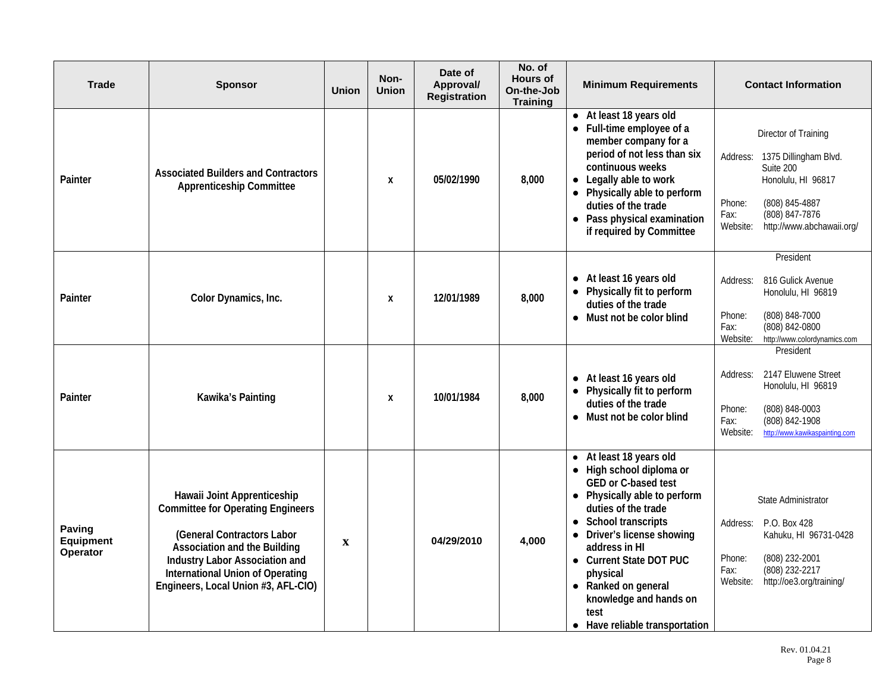| Trade | Sponsor | Union | Non-Union | Date of Approval/ Registration | No. of Hours of On-the-Job Training | Minimum Requirements | Contact Information |
|---|---|---|---|---|---|---|---|
| Painter | Associated Builders and Contractors Apprenticeship Committee | | x | 05/02/1990 | 8,000 | • At least 18 years old<br>• Full-time employee of a member company for a period of not less than six continuous weeks<br>• Legally able to work<br>• Physically able to perform duties of the trade<br>• Pass physical examination if required by Committee | Director of Training<br>Address: 1375 Dillingham Blvd. Suite 200 Honolulu, HI 96817<br>Phone: (808) 845-4887<br>Fax: (808) 847-7876<br>Website: http://www.abchawaii.org/ |
| Painter | Color Dynamics, Inc. | | x | 12/01/1989 | 8,000 | • At least 16 years old<br>• Physically fit to perform duties of the trade<br>• Must not be color blind | President<br>Address: 816 Gulick Avenue Honolulu, HI 96819<br>Phone: (808) 848-7000<br>Fax: (808) 842-0800<br>Website: http://www.colordynamics.com |
| Painter | Kawika's Painting | | x | 10/01/1984 | 8,000 | • At least 16 years old<br>• Physically fit to perform duties of the trade<br>• Must not be color blind | President<br>Address: 2147 Eluwene Street Honolulu, HI 96819<br>Phone: (808) 848-0003<br>Fax: (808) 842-1908<br>Website: http://www.kawikaspainting.com |
| Paving Equipment Operator | Hawaii Joint Apprenticeship Committee for Operating Engineers<br><br>(General Contractors Labor Association and the Building Industry Labor Association and International Union of Operating Engineers, Local Union #3, AFL-CIO) | x | | 04/29/2010 | 4,000 | • At least 18 years old<br>• High school diploma or GED or C-based test<br>• Physically able to perform duties of the trade<br>• School transcripts<br>• Driver's license showing address in HI<br>• Current State DOT PUC physical<br>• Ranked on general knowledge and hands on test<br>• Have reliable transportation | State Administrator<br>Address: P.O. Box 428 Kahuku, HI 96731-0428<br>Phone: (808) 232-2001<br>Fax: (808) 232-2217<br>Website: http://oe3.org/training/ |

Rev. 01.04.21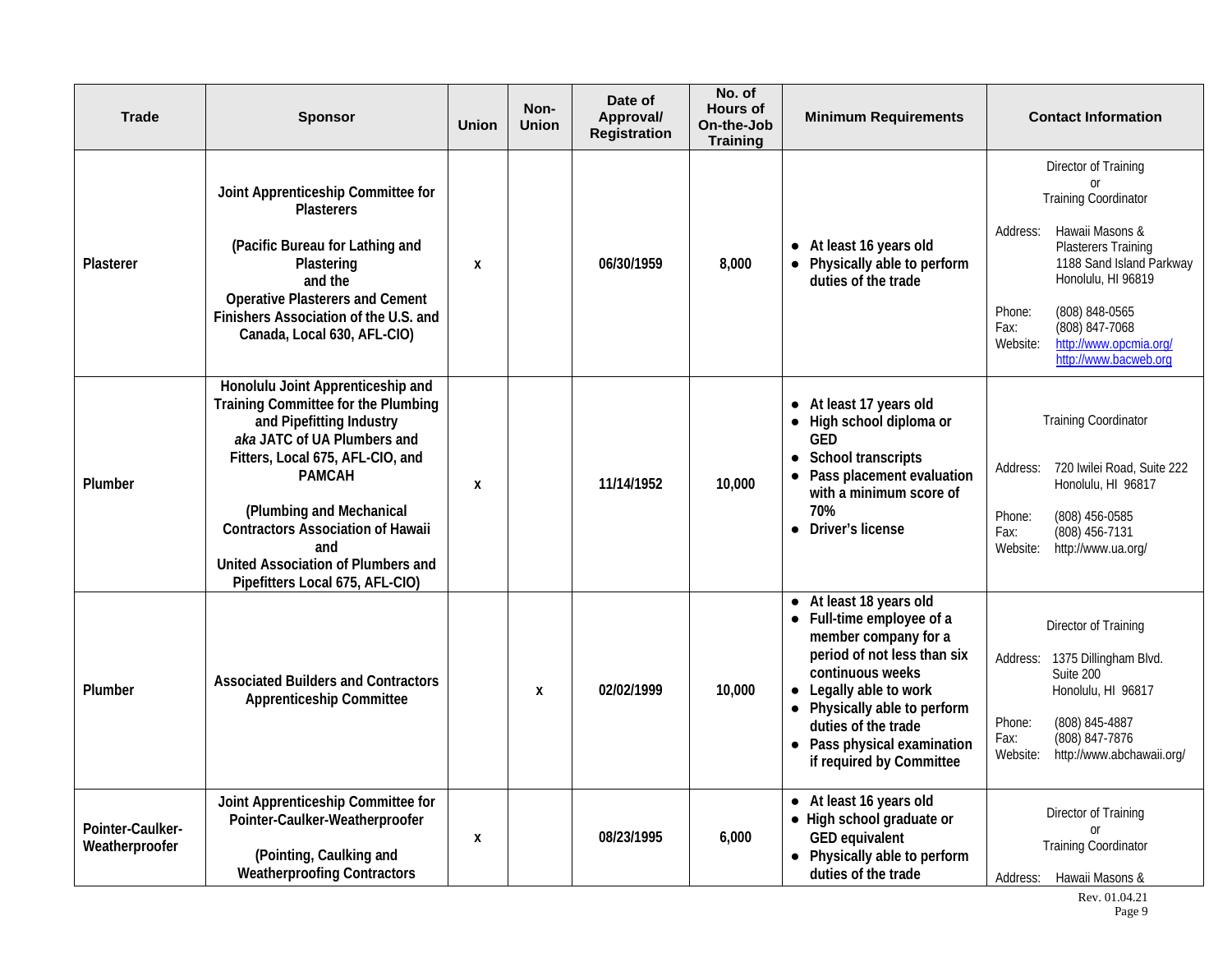| Trade | Sponsor | Union | Non-Union | Date of Approval/ Registration | No. of Hours of On-the-Job Training | Minimum Requirements | Contact Information |
|---|---|---|---|---|---|---|---|
| **Plasterer** | **Joint Apprenticeship Committee for Plasterers**<br><br>**(Pacific Bureau for Lathing and Plastering and the Operative Plasterers and Cement Finishers Association of the U.S. and Canada, Local 630, AFL-CIO)** | **x** | | **06/30/1959** | **8,000** | • **At least 16 years old**<br>• **Physically able to perform duties of the trade** | Director of Training or Training Coordinator<br><br>Address: Hawaii Masons & Plasterers Training 1188 Sand Island Parkway Honolulu, HI 96819<br><br>Phone: (808) 848-0565<br>Fax: (808) 847-7068<br>Website: http://www.opcmia.org/ http://www.bacweb.org |
| **Plumber** | **Honolulu Joint Apprenticeship and Training Committee for the Plumbing and Pipefitting Industry *aka* JATC of UA Plumbers and Fitters, Local 675, AFL-CIO, and PAMCAH**<br><br>**(Plumbing and Mechanical Contractors Association of Hawaii and United Association of Plumbers and Pipefitters Local 675, AFL-CIO)** | **x** | | **11/14/1952** | **10,000** | • **At least 17 years old**<br>• **High school diploma or GED**<br>• **School transcripts**<br>• **Pass placement evaluation with a minimum score of 70%**<br>• **Driver's license** | Training Coordinator<br><br>Address: 720 Iwilei Road, Suite 222 Honolulu, HI 96817<br><br>Phone: (808) 456-0585<br>Fax: (808) 456-7131<br>Website: http://www.ua.org/ |
| **Plumber** | **Associated Builders and Contractors Apprenticeship Committee** | | **x** | **02/02/1999** | **10,000** | • **At least 18 years old**<br>• **Full-time employee of a member company for a period of not less than six continuous weeks**<br>• **Legally able to work**<br>• **Physically able to perform duties of the trade**<br>• **Pass physical examination if required by Committee** | Director of Training<br><br>Address: 1375 Dillingham Blvd. Suite 200 Honolulu, HI 96817<br><br>Phone: (808) 845-4887<br>Fax: (808) 847-7876<br>Website: http://www.abchawaii.org/ |
| **Pointer-Caulker-Weatherproofer** | **Joint Apprenticeship Committee for Pointer-Caulker-Weatherproofer**<br><br>**(Pointing, Caulking and Weatherproofing Contractors** | **x** | | **08/23/1995** | **6,000** | • **At least 16 years old**<br>• **High school graduate or GED equivalent**<br>• **Physically able to perform duties of the trade** | Director of Training or Training Coordinator<br><br>Address: Hawaii Masons & |

Rev. 01.04.21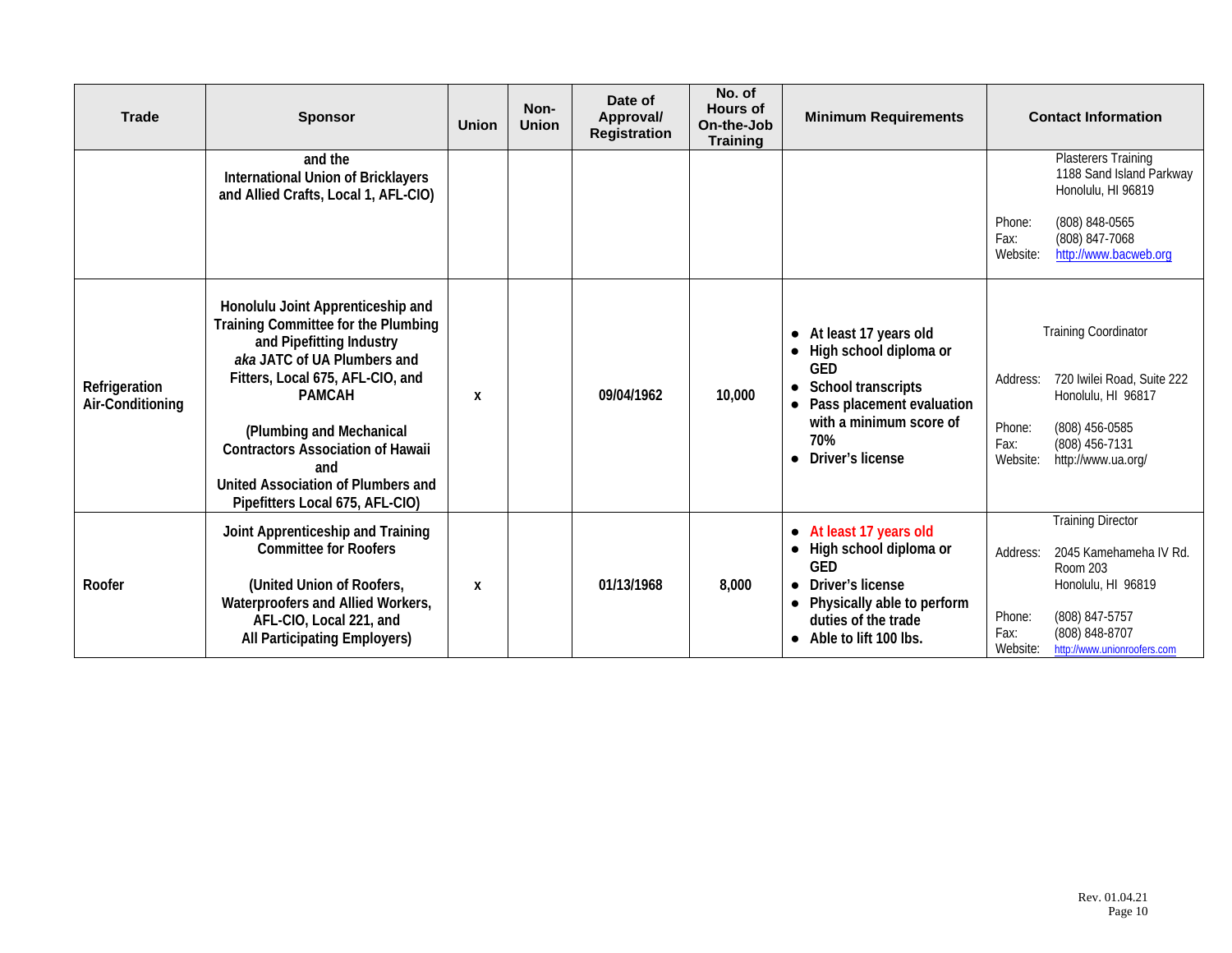| Trade | Sponsor | Union | Non-Union | Date of Approval/ Registration | No. of Hours of On-the-Job Training | Minimum Requirements | Contact Information |
|---|---|---|---|---|---|---|---|
| | and the International Union of Bricklayers and Allied Crafts, Local 1, AFL-CIO) | | | | | | Plasterers Training<br>1188 Sand Island Parkway<br>Honolulu, HI 96819<br><br>Phone: (808) 848-0565<br>Fax: (808) 847-7068<br>Website: http://www.bacweb.org |
| Refrigeration Air-Conditioning | Honolulu Joint Apprenticeship and Training Committee for the Plumbing and Pipefitting Industry *aka* JATC of UA Plumbers and Fitters, Local 675, AFL-CIO, and PAMCAH<br><br>(Plumbing and Mechanical Contractors Association of Hawaii and United Association of Plumbers and Pipefitters Local 675, AFL-CIO) | x | | 09/04/1962 | 10,000 | • At least 17 years old<br>• High school diploma or GED<br>• School transcripts<br>• Pass placement evaluation with a minimum score of 70%<br>• Driver's license | Training Coordinator<br><br>Address: 720 Iwilei Road, Suite 222<br>Honolulu, HI 96817<br><br>Phone: (808) 456-0585<br>Fax: (808) 456-7131<br>Website: http://www.ua.org/ |
| Roofer | Joint Apprenticeship and Training Committee for Roofers<br><br>(United Union of Roofers, Waterproofers and Allied Workers, AFL-CIO, Local 221, and All Participating Employers) | x | | 01/13/1968 | 8,000 | • At least 17 years old<br>• High school diploma or GED<br>• Driver's license<br>• Physically able to perform duties of the trade<br>• Able to lift 100 lbs. | Training Director<br><br>Address: 2045 Kamehameha IV Rd. Room 203<br>Honolulu, HI 96819<br><br>Phone: (808) 847-5757<br>Fax: (808) 848-8707<br>Website: http://www.unionroofers.com |

Rev. 01.04.21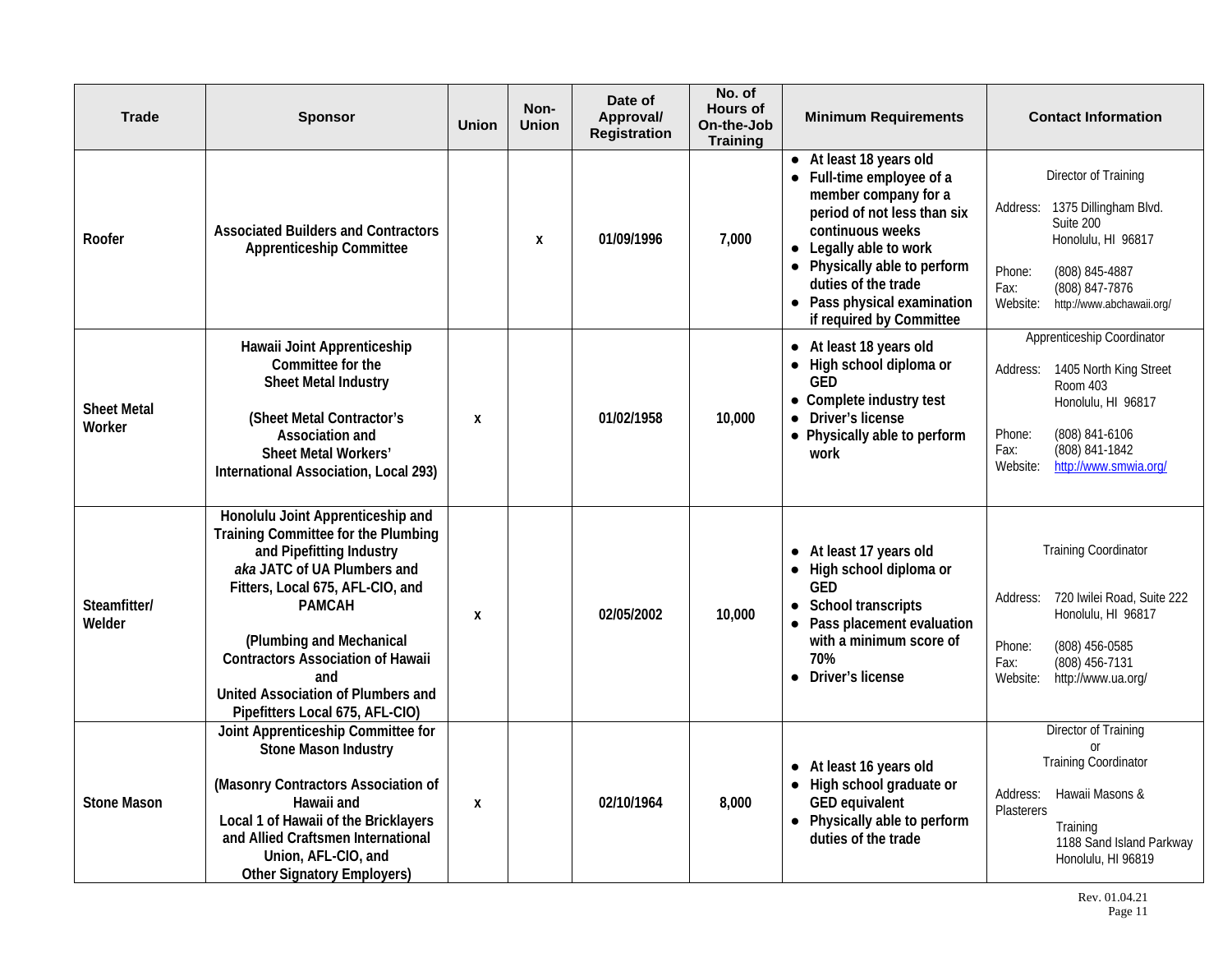| Trade | Sponsor | Union | Non-Union | Date of Approval/ Registration | No. of Hours of On-the-Job Training | Minimum Requirements | Contact Information |
|---|---|---|---|---|---|---|---|
| Roofer | Associated Builders and Contractors Apprenticeship Committee | | x | 01/09/1996 | 7,000 | • At least 18 years old<br>• Full-time employee of a member company for a period of not less than six continuous weeks<br>• Legally able to work<br>• Physically able to perform duties of the trade<br>• Pass physical examination if required by Committee | Director of Training<br><br>Address: 1375 Dillingham Blvd. Suite 200 Honolulu, HI 96817<br><br>Phone: (808) 845-4887<br>Fax: (808) 847-7876<br>Website: http://www.abchawaii.org/ |
| Sheet Metal Worker | Hawaii Joint Apprenticeship Committee for the Sheet Metal Industry<br><br>(Sheet Metal Contractor's Association and Sheet Metal Workers' International Association, Local 293) | x | | 01/02/1958 | 10,000 | • At least 18 years old<br>• High school diploma or GED<br>• Complete industry test<br>• Driver's license<br>• Physically able to perform work | Apprenticeship Coordinator<br><br>Address: 1405 North King Street Room 403 Honolulu, HI 96817<br><br>Phone: (808) 841-6106<br>Fax: (808) 841-1842<br>Website: http://www.smwia.org/ |
| Steamfitter/ Welder | Honolulu Joint Apprenticeship and Training Committee for the Plumbing and Pipefitting Industry *aka* JATC of UA Plumbers and Fitters, Local 675, AFL-CIO, and PAMCAH<br><br>(Plumbing and Mechanical Contractors Association of Hawaii and United Association of Plumbers and Pipefitters Local 675, AFL-CIO) | x | | 02/05/2002 | 10,000 | • At least 17 years old<br>• High school diploma or GED<br>• School transcripts<br>• Pass placement evaluation with a minimum score of 70%<br>• Driver's license | Training Coordinator<br><br>Address: 720 Iwilei Road, Suite 222 Honolulu, HI 96817<br><br>Phone: (808) 456-0585<br>Fax: (808) 456-7131<br>Website: http://www.ua.org/ |
| Stone Mason | Joint Apprenticeship Committee for Stone Mason Industry<br><br>(Masonry Contractors Association of Hawaii and Local 1 of Hawaii of the Bricklayers and Allied Craftsmen International Union, AFL-CIO, and Other Signatory Employers) | x | | 02/10/1964 | 8,000 | • At least 16 years old<br>• High school graduate or GED equivalent<br>• Physically able to perform duties of the trade | Director of Training or Training Coordinator<br><br>Address: Hawaii Masons & Plasterers Training 1188 Sand Island Parkway Honolulu, HI 96819 |

Rev. 01.04.21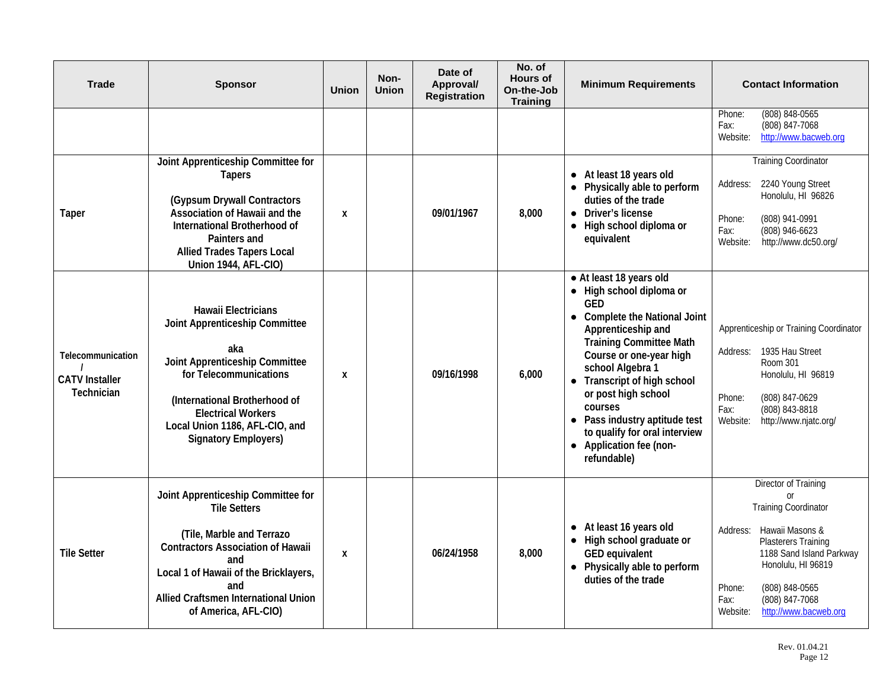| Trade | Sponsor | Union | Non-Union | Date of Approval/ Registration | No. of Hours of On-the-Job Training | Minimum Requirements | Contact Information |
|---|---|---|---|---|---|---|---|
| | | | | | | | Phone: (808) 848-0565<br>Fax: (808) 847-7068<br>Website: http://www.bacweb.org |
| Taper | **Joint Apprenticeship Committee for Tapers**<br><br>**(Gypsum Drywall Contractors Association of Hawaii and the International Brotherhood of Painters and Allied Trades Tapers Local Union 1944, AFL-CIO)** | x | | 09/01/1967 | 8,000 | • At least 18 years old<br>• Physically able to perform duties of the trade<br>• Driver's license<br>• High school diploma or equivalent | Training Coordinator<br><br>Address: 2240 Young Street Honolulu, HI 96826<br><br>Phone: (808) 941-0991<br>Fax: (808) 946-6623<br>Website: http://www.dc50.org/ |
| Telecommunication / CATV Installer Technician | **Hawaii Electricians Joint Apprenticeship Committee**<br><br>**aka Joint Apprenticeship Committee for Telecommunications**<br><br>**(International Brotherhood of Electrical Workers Local Union 1186, AFL-CIO, and Signatory Employers)** | x | | 09/16/1998 | 6,000 | • At least 18 years old<br>• High school diploma or GED<br>• Complete the National Joint Apprenticeship and Training Committee Math Course or one-year high school Algebra 1<br>• Transcript of high school or post high school courses<br>• Pass industry aptitude test to qualify for oral interview<br>• Application fee (non-refundable) | Apprenticeship or Training Coordinator<br><br>Address: 1935 Hau Street Room 301 Honolulu, HI 96819<br><br>Phone: (808) 847-0629<br>Fax: (808) 843-8818<br>Website: http://www.njatc.org/ |
| Tile Setter | **Joint Apprenticeship Committee for Tile Setters**<br><br>**(Tile, Marble and Terrazo Contractors Association of Hawaii and Local 1 of Hawaii of the Bricklayers, and Allied Craftsmen International Union of America, AFL-CIO)** | x | | 06/24/1958 | 8,000 | • At least 16 years old<br>• High school graduate or GED equivalent<br>• Physically able to perform duties of the trade | Director of Training or Training Coordinator<br><br>Address: Hawaii Masons & Plasterers Training 1188 Sand Island Parkway Honolulu, HI 96819<br><br>Phone: (808) 848-0565<br>Fax: (808) 847-7068<br>Website: http://www.bacweb.org |

Rev. 01.04.21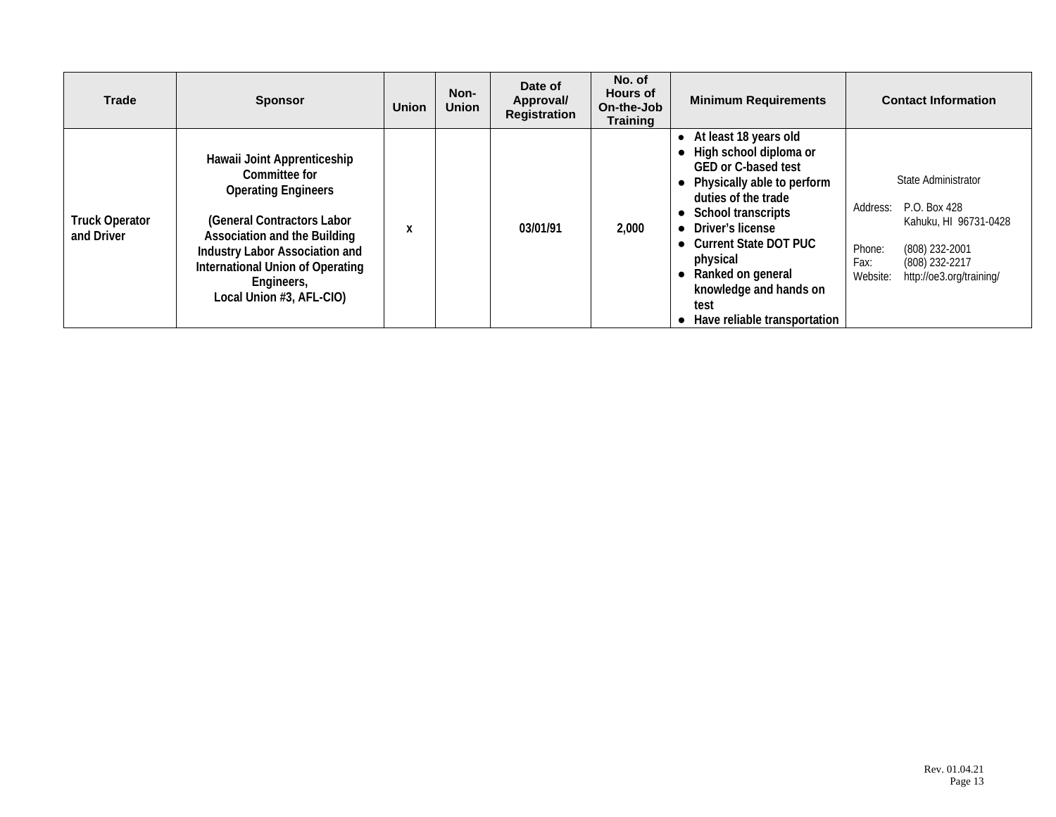| Trade | Sponsor | Union | Non-Union | Date of Approval/ Registration | No. of Hours of On-the-Job Training | Minimum Requirements | Contact Information |
|---|---|---|---|---|---|---|---|
| Truck Operator and Driver | Hawaii Joint Apprenticeship Committee for Operating Engineers<br><br>(General Contractors Labor Association and the Building Industry Labor Association and International Union of Operating Engineers, Local Union #3, AFL-CIO) | x | | 03/01/91 | 2,000 | ● At least 18 years old<br>● High school diploma or GED or C-based test<br>● Physically able to perform duties of the trade<br>● School transcripts<br>● Driver's license<br>● Current State DOT PUC physical<br>● Ranked on general knowledge and hands on test<br>● Have reliable transportation | State Administrator<br><br>Address: P.O. Box 428<br>Kahuku, HI 96731-0428<br><br>Phone: (808) 232-2001<br>Fax: (808) 232-2217<br>Website: http://oe3.org/training/ |

Rev. 01.04.21